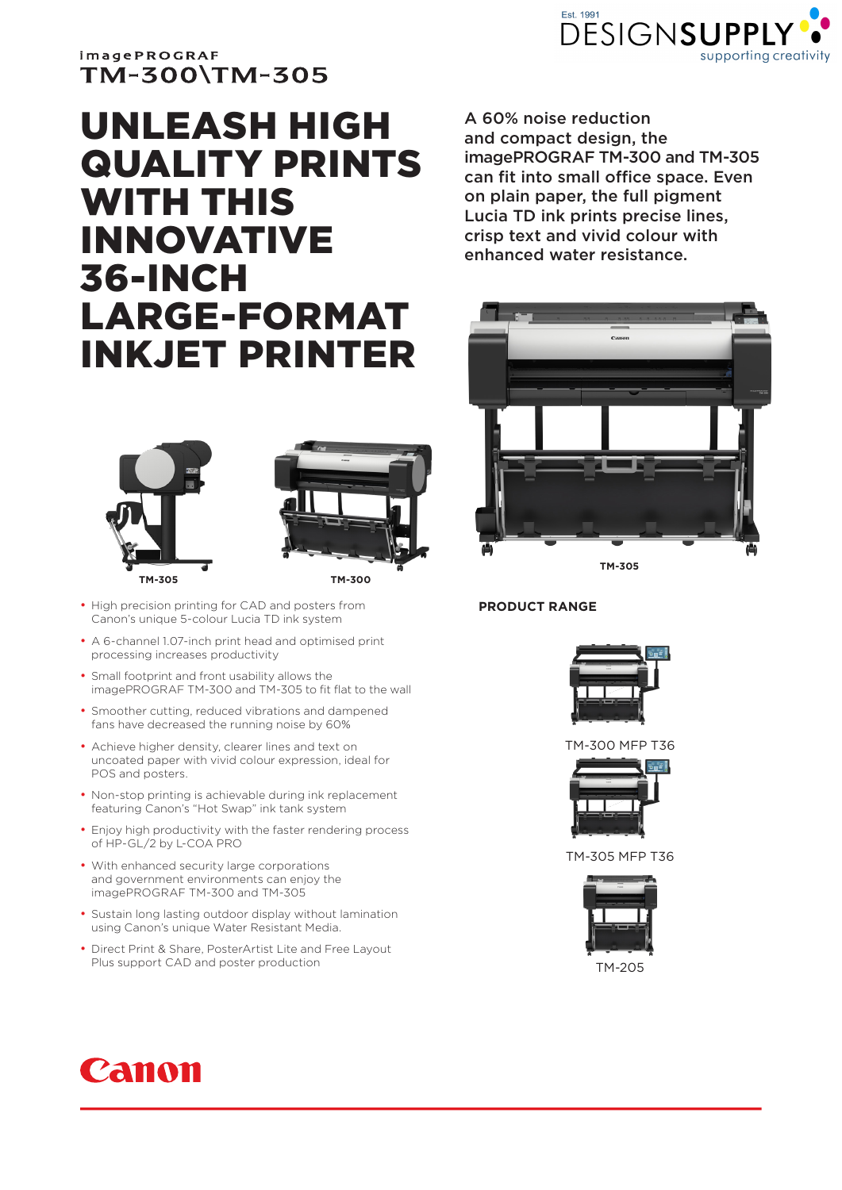imagePROGRAF
TM-300\TM-305

# UNLEASH HIGH QUALITY PRINTS WITH THIS INNOVATIVE 36-INCH LARGE-FORMAT INKJET PRINTER

A 60% noise reduction and compact design, the imagePROGRAF TM-300 and TM-305 can fit into small office space. Even on plain paper, the full pigment Lucia TD ink prints precise lines, crisp text and vivid colour with enhanced water resistance.

TM-305

TM-300

TM-305

- High precision printing for CAD and posters from Canon's unique 5-colour Lucia TD ink system
- A 6-channel 1.07-inch print head and optimised print processing increases productivity
- Small footprint and front usability allows the imagePROGRAF TM-300 and TM-305 to fit flat to the wall
- Smoother cutting, reduced vibrations and dampened fans have decreased the running noise by 60%
- Achieve higher density, clearer lines and text on uncoated paper with vivid colour expression, ideal for POS and posters.
- Non-stop printing is achievable during ink replacement featuring Canon's "Hot Swap" ink tank system
- Enjoy high productivity with the faster rendering process of HP-GL/2 by L-COA PRO
- With enhanced security large corporations and government environments can enjoy the imagePROGRAF TM-300 and TM-305
- Sustain long lasting outdoor display without lamination using Canon's unique Water Resistant Media.
- Direct Print & Share, PosterArtist Lite and Free Layout Plus support CAD and poster production

## PRODUCT RANGE

TM-300 MFP T36

TM-305 MFP T36

TM-205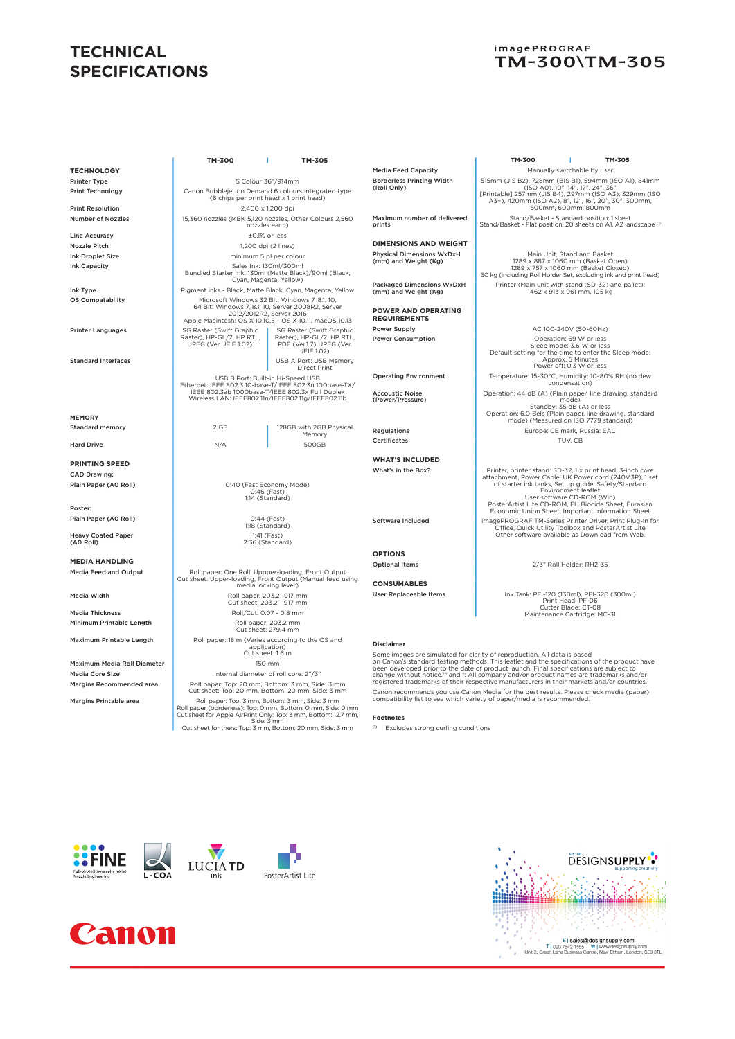# TECHNICAL SPECIFICATIONS

imagePROGRAF
**TM-300\TM-305**

| | TM-300 | TM-305 |
|---|---|---|
| **TECHNOLOGY** | | |
| Printer Type | 5 Colour 36"/914mm | |
| Print Technology | Canon Bubblejet on Demand 6 colours integrated type (6 chips per print head x 1 print head) | |
| Print Resolution | 2,400 x 1,200 dpi | |
| Number of Nozzles | 15,360 nozzles (MBK 5,120 nozzles, Other Colours 2,560 nozzles each) | |
| Line Accuracy | ±0.1% or less | |
| Nozzle Pitch | 1,200 dpi (2 lines) | |
| Ink Droplet Size | minimum 5 pl per colour | |
| Ink Capacity | Sales Ink: 130ml/300ml<br>Bundled Starter Ink: 130ml (Matte Black)/90ml (Black, Cyan, Magenta, Yellow) | |
| Ink Type | Pigment inks - Black, Matte Black, Cyan, Magenta, Yellow | |
| OS Compatability | Microsoft Windows 32 Bit: Windows 7, 8.1, 10,<br>64 Bit: Windows 7, 8.1, 10, Server 2008R2, Server 2012/2012R2, Server 2016<br>Apple Macintosh: OS X 10.10.5 - OS X 10.11, macOS 10.13 | |
| Printer Languages | SG Raster (Swift Graphic Raster), HP-GL/2, HP RTL, JPEG (Ver. JFIF 1.02) | SG Raster (Swift Graphic Raster), HP-GL/2, HP RTL, PDF (Ver1.7), JPEG (Ver. JFIF 1.02) |
| Standard Interfaces | | USB A Port: USB Memory Direct Print |
| | USB B Port: Built-in Hi-Speed USB<br>Ethernet: IEEE 802.3 10-base-T/IEEE 802.3u 100base-TX/ IEEE 802.3ab 1000base-T/IEEE 802.3x Full Duplex<br>Wireless LAN: IEEE802.11n/IEEE802.11g/IEEE802.11b | |
| **MEMORY** | | |
| Standard memory | 2 GB | 128GB with 2GB Physical Memory |
| Hard Drive | N/A | 500GB |
| **PRINTING SPEED** | | |
| CAD Drawing: | | |
| Plain Paper (A0 Roll) | 0:40 (Fast Economy Mode)<br>0:46 (Fast)<br>1:14 (Standard) | |
| Poster: | | |
| Plain Paper (A0 Roll) | 0:44 (Fast)<br>1:18 (Standard) | |
| Heavy Coated Paper (A0 Roll) | 1:41 (Fast)<br>2:36 (Standard) | |
| **MEDIA HANDLING** | | |
| Media Feed and Output | Roll paper: One Roll, Uppper-loading, Front Output<br>Cut sheet: Upper-loading, Front Output (Manual feed using media locking lever) | |
| Media Width | Roll paper: 203.2 -917 mm<br>Cut sheet: 203.2 - 917 mm | |
| Media Thickness | Roll/Cut: 0.07 - 0.8 mm | |
| Minimum Printable Length | Roll paper: 203.2 mm<br>Cut sheet: 279.4 mm | |
| Maximum Printable Length | Roll paper: 18 m (Varies according to the OS and application)<br>Cut sheet: 1.6 m | |
| Maximum Media Roll Diameter | 150 mm | |
| Media Core Size | Internal diameter of roll core: 2"/3" | |
| Margins Recommended area | Roll paper: Top: 20 mm, Bottom: 3 mm, Side: 3 mm<br>Cut sheet: Top: 20 mm, Bottom: 20 mm, Side: 3 mm | |
| Margins Printable area | Roll paper: Top: 3 mm, Bottom: 3 mm, Side: 3 mm<br>Roll paper (borderless): Top: 0 mm, Bottom: 0 mm, Side: 0 mm<br>Cut sheet for Apple AirPrint Only: Top: 3 mm, Bottom: 12.7 mm, Side: 3 mm<br>Cut sheet for thers: Top: 3 mm, Bottom: 20 mm, Side: 3 mm | |

| | TM-300 \| TM-305 |
|---|---|
| Media Feed Capacity | Manually switchable by user |
| Borderless Printing Width (Roll Only) | 515mm (JIS B2), 728mm (BIS B1), 594mm (ISO A1), 841mm (ISO A0), 10", 14", 17", 24", 36"<br>[Printable] 257mm (JIS B4), 297mm (ISO A3), 329mm (ISO A3+), 420mm (ISO A2), 8", 12", 16", 20", 30", 300mm, 500mm, 600mm, 800mm |
| Maximum number of delivered prints | Stand/Basket - Standard position: 1 sheet<br>Stand/Basket - Flat position: 20 sheets on A1, A2 landscape [1] |
| **DIMENSIONS AND WEIGHT** | |
| Physical Dimensions WxDxH (mm) and Weight (Kg) | Main Unit, Stand and Basket<br>1289 x 887 x 1060 mm (Basket Open)<br>1289 x 757 x 1060 mm (Basket Closed)<br>60 kg (including Roll Holder Set, excluding ink and print head) |
| Packaged Dimensions WxDxH (mm) and Weight (Kg) | Printer (Main unit with stand (SD-32) and pallet):<br>1462 x 913 x 961 mm, 105 kg |
| **POWER AND OPERATING REQUIREMENTS** | |
| Power Supply | AC 100-240V (50-60Hz) |
| Power Consumption | Operation: 69 W or less<br>Sleep mode: 3.6 W or less<br>Default setting for the time to enter the Sleep mode: Approx. 5 Minutes<br>Power off: 0.3 W or less |
| Operating Environment | Temperature: 15-30°C, Humidity: 10-80% RH (no dew condensation) |
| Accoustic Noise (Power/Pressure) | Operation: 44 dB (A) (Plain paper, line drawing, standard mode)<br>Standby: 35 dB (A) or less<br>Operation: 6.0 Bels (Plain paper, line drawing, standard mode) (Measured on ISO 7779 standard) |
| Regulations | Europe: CE mark, Russia: EAC |
| Certificates | TUV, CB |
| **WHAT'S INCLUDED** | |
| What's in the Box? | Printer, printer stand: SD-32, 1 x print head, 3-inch core attachment, Power Cable, UK Power cord (240V,3P), 1 set of starter ink tanks, Set up guide, Safety/Standard Environment leaflet<br>User software CD-ROM (Win)<br>PosterArtist Lite CD-ROM, EU Biocide Sheet, Eurasian Economic Union Sheet, Important Information Sheet |
| Software Included | imagePROGRAF TM-Series Printer Driver, Print Plug-In for Office, Quick Utility Toolbox and PosterArtist Lite<br>Other software available as Download from Web. |
| **OPTIONS** | |
| Optional Items | 2/3" Roll Holder: RH2-35 |
| **CONSUMABLES** | |
| User Replaceable Items | Ink Tank: PFI-120 (130ml), PFI-320 (300ml)<br>Print Head: PF-06<br>Cutter Blade: CT-08<br>Maintenance Cartridge: MC-31 |

**Disclaimer**

Some images are simulated for clarity of reproduction. All data is based on Canon's standard testing methods. This leaflet and the specifications of the product have been developed prior to the date of product launch. Final specifications are subject to change without notice.™ and ®: All company and/or product names are trademarks and/or registered trademarks of their respective manufacturers in their markets and/or countries.

Canon recommends you use Canon Media for the best results. Please check media (paper) compatibility list to see which variety of paper/media is recommended.

**Footnotes**

[1] Excludes strong curling conditions

FINE Full-photolithography Inkjet Nozzle Engineering | L-COA | LUCIA TD ink | PosterArtist Lite

Canon

DESIGNSUPPLY supporting creativity
E | sales@designsupply.com
T | 020 7842 1555 W | www.designsupply.com
Unit 2, Green Lane Business Centre, New Eltham, London, SE9 3TL